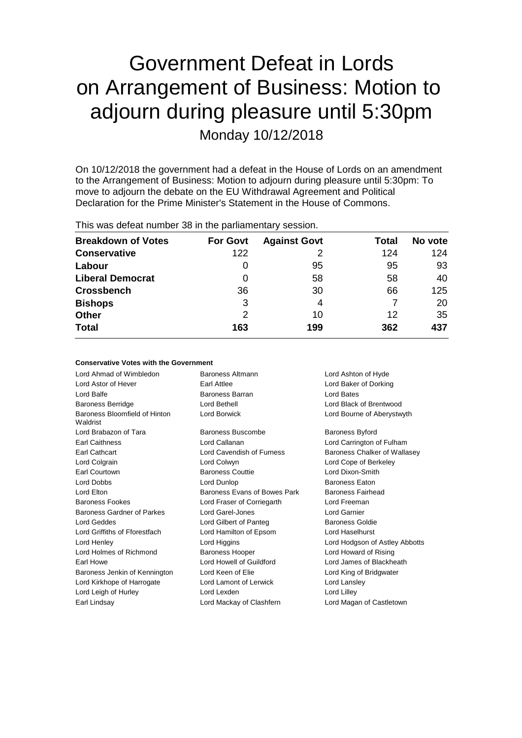# Government Defeat in Lords on Arrangement of Business: Motion to adjourn during pleasure until 5:30pm

Monday 10/12/2018

On 10/12/2018 the government had a defeat in the House of Lords on an amendment to the Arrangement of Business: Motion to adjourn during pleasure until 5:30pm: To move to adjourn the debate on the EU Withdrawal Agreement and Political Declaration for the Prime Minister's Statement in the House of Commons.

This was defeat number 38 in the parliamentary session.

| Breakdown of Votes | For Govt | Against Govt | Total | No vote |
| --- | --- | --- | --- | --- |
| **Conservative** | 122 | 2 | 124 | 124 |
| **Labour** | 0 | 95 | 95 | 93 |
| **Liberal Democrat** | 0 | 58 | 58 | 40 |
| **Crossbench** | 36 | 30 | 66 | 125 |
| **Bishops** | 3 | 4 | 7 | 20 |
| **Other** | 2 | 10 | 12 | 35 |
| **Total** | 163 | 199 | 362 | 437 |

**Conservative Votes with the Government**

| | | |
| --- | --- | --- |
| Lord Ahmad of Wimbledon | Baroness Altmann | Lord Ashton of Hyde |
| Lord Astor of Hever | Earl Attlee | Lord Baker of Dorking |
| Lord Balfe | Baroness Barran | Lord Bates |
| Baroness Berridge | Lord Bethell | Lord Black of Brentwood |
| Baroness Bloomfield of Hinton Waldrist | Lord Borwick | Lord Bourne of Aberystwyth |
| Lord Brabazon of Tara | Baroness Buscombe | Baroness Byford |
| Earl Caithness | Lord Callanan | Lord Carrington of Fulham |
| Earl Cathcart | Lord Cavendish of Furness | Baroness Chalker of Wallasey |
| Lord Colgrain | Lord Colwyn | Lord Cope of Berkeley |
| Earl Courtown | Baroness Couttie | Lord Dixon-Smith |
| Lord Dobbs | Lord Dunlop | Baroness Eaton |
| Lord Elton | Baroness Evans of Bowes Park | Baroness Fairhead |
| Baroness Fookes | Lord Fraser of Corriegarth | Lord Freeman |
| Baroness Gardner of Parkes | Lord Garel-Jones | Lord Garnier |
| Lord Geddes | Lord Gilbert of Panteg | Baroness Goldie |
| Lord Griffiths of Fforestfach | Lord Hamilton of Epsom | Lord Haselhurst |
| Lord Henley | Lord Higgins | Lord Hodgson of Astley Abbotts |
| Lord Holmes of Richmond | Baroness Hooper | Lord Howard of Rising |
| Earl Howe | Lord Howell of Guildford | Lord James of Blackheath |
| Baroness Jenkin of Kennington | Lord Keen of Elie | Lord King of Bridgwater |
| Lord Kirkhope of Harrogate | Lord Lamont of Lerwick | Lord Lansley |
| Lord Leigh of Hurley | Lord Lexden | Lord Lilley |
| Earl Lindsay | Lord Mackay of Clashfern | Lord Magan of Castletown |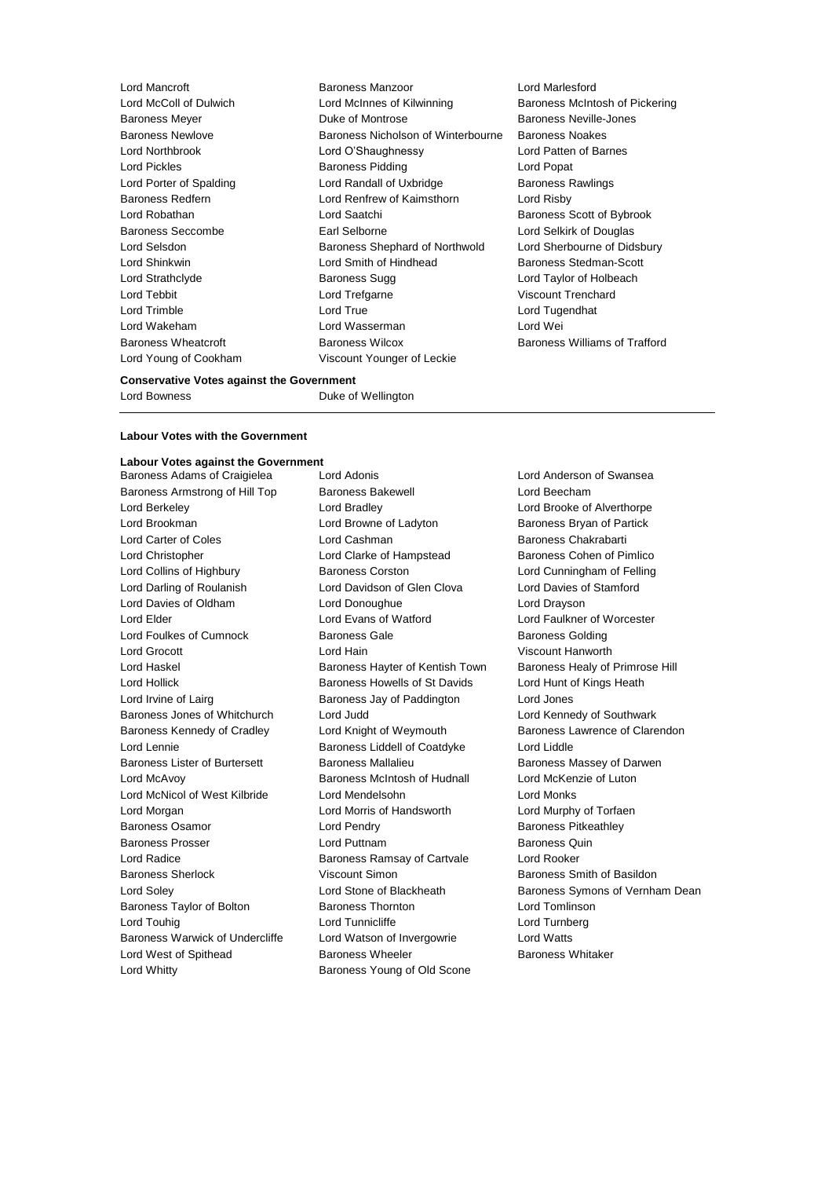Lord Mancroft
Baroness Manzoor
Lord Marlesford
Lord McColl of Dulwich
Lord McInnes of Kilwinning
Baroness McIntosh of Pickering
Baroness Meyer
Duke of Montrose
Baroness Neville-Jones
Baroness Newlove
Baroness Nicholson of Winterbourne
Baroness Noakes
Lord Northbrook
Lord O'Shaughnessy
Lord Patten of Barnes
Lord Pickles
Baroness Pidding
Lord Popat
Lord Porter of Spalding
Lord Randall of Uxbridge
Baroness Rawlings
Baroness Redfern
Lord Renfrew of Kaimsthorn
Lord Risby
Lord Robathan
Lord Saatchi
Baroness Scott of Bybrook
Baroness Seccombe
Earl Selborne
Lord Selkirk of Douglas
Lord Selsdon
Baroness Shephard of Northwold
Lord Sherbourne of Didsbury
Lord Shinkwin
Lord Smith of Hindhead
Baroness Stedman-Scott
Lord Strathclyde
Baroness Sugg
Lord Taylor of Holbeach
Lord Tebbit
Lord Trefgarne
Viscount Trenchard
Lord Trimble
Lord True
Lord Tugendhat
Lord Wakeham
Lord Wasserman
Lord Wei
Baroness Wheatcroft
Baroness Wilcox
Baroness Williams of Trafford
Lord Young of Cookham
Viscount Younger of Leckie

**Conservative Votes against the Government**

Lord Bowness
Duke of Wellington

---

**Labour Votes with the Government**

**Labour Votes against the Government**

Baroness Adams of Craigielea
Lord Adonis
Lord Anderson of Swansea
Baroness Armstrong of Hill Top
Baroness Bakewell
Lord Beecham
Lord Berkeley
Lord Bradley
Lord Brooke of Alverthorpe
Lord Brookman
Lord Browne of Ladyton
Baroness Bryan of Partick
Lord Carter of Coles
Lord Cashman
Baroness Chakrabarti
Lord Christopher
Lord Clarke of Hampstead
Baroness Cohen of Pimlico
Lord Collins of Highbury
Baroness Corston
Lord Cunningham of Felling
Lord Darling of Roulanish
Lord Davidson of Glen Clova
Lord Davies of Stamford
Lord Davies of Oldham
Lord Donoughue
Lord Drayson
Lord Elder
Lord Evans of Watford
Lord Faulkner of Worcester
Lord Foulkes of Cumnock
Baroness Gale
Baroness Golding
Lord Grocott
Lord Hain
Viscount Hanworth
Lord Haskel
Baroness Hayter of Kentish Town
Baroness Healy of Primrose Hill
Lord Hollick
Baroness Howells of St Davids
Lord Hunt of Kings Heath
Lord Irvine of Lairg
Baroness Jay of Paddington
Lord Jones
Baroness Jones of Whitchurch
Lord Judd
Lord Kennedy of Southwark
Baroness Kennedy of Cradley
Lord Knight of Weymouth
Baroness Lawrence of Clarendon
Lord Lennie
Baroness Liddell of Coatdyke
Lord Liddle
Baroness Lister of Burtersett
Baroness Mallalieu
Baroness Massey of Darwen
Lord McAvoy
Baroness McIntosh of Hudnall
Lord McKenzie of Luton
Lord McNicol of West Kilbride
Lord Mendelsohn
Lord Monks
Lord Morgan
Lord Morris of Handsworth
Lord Murphy of Torfaen
Baroness Osamor
Lord Pendry
Baroness Pitkeathley
Baroness Prosser
Lord Puttnam
Baroness Quin
Lord Radice
Baroness Ramsay of Cartvale
Lord Rooker
Baroness Sherlock
Viscount Simon
Baroness Smith of Basildon
Lord Soley
Lord Stone of Blackheath
Baroness Symons of Vernham Dean
Baroness Taylor of Bolton
Baroness Thornton
Lord Tomlinson
Lord Touhig
Lord Tunnicliffe
Lord Turnberg
Baroness Warwick of Undercliffe
Lord Watson of Invergowrie
Lord Watts
Lord West of Spithead
Baroness Wheeler
Baroness Whitaker
Lord Whitty
Baroness Young of Old Scone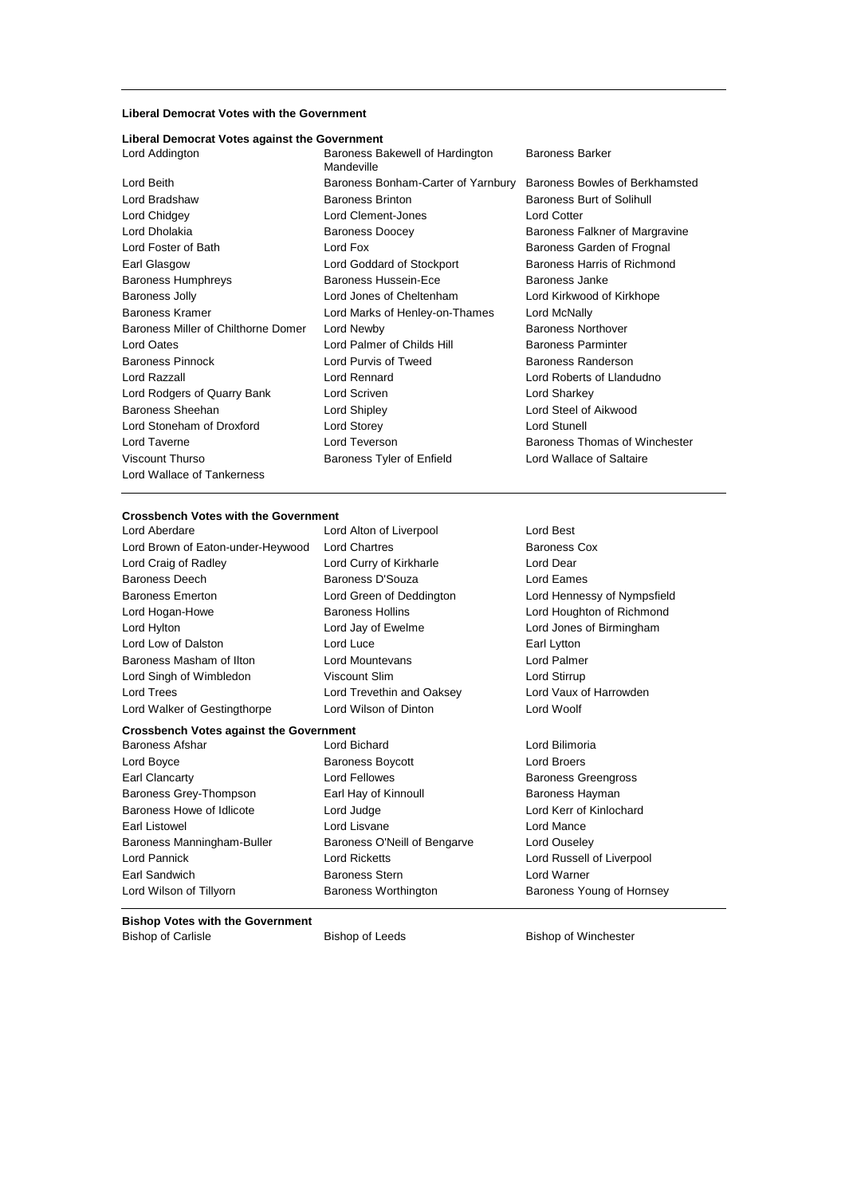**Liberal Democrat Votes with the Government**

**Liberal Democrat Votes against the Government**

Lord Addington, Baroness Bakewell of Hardington Mandeville, Baroness Barker, Lord Beith, Baroness Bonham-Carter of Yarnbury, Baroness Bowles of Berkhamsted, Lord Bradshaw, Baroness Brinton, Baroness Burt of Solihull, Lord Chidgey, Lord Clement-Jones, Lord Cotter, Lord Dholakia, Baroness Doocey, Baroness Falkner of Margravine, Lord Foster of Bath, Lord Fox, Baroness Garden of Frognal, Earl Glasgow, Lord Goddard of Stockport, Baroness Harris of Richmond, Baroness Humphreys, Baroness Hussein-Ece, Baroness Janke, Baroness Jolly, Lord Jones of Cheltenham, Lord Kirkwood of Kirkhope, Baroness Kramer, Lord Marks of Henley-on-Thames, Lord McNally, Baroness Miller of Chilthorne Domer, Lord Newby, Baroness Northover, Lord Oates, Lord Palmer of Childs Hill, Baroness Parminter, Baroness Pinnock, Lord Purvis of Tweed, Baroness Randerson, Lord Razzall, Lord Rennard, Lord Roberts of Llandudno, Lord Rodgers of Quarry Bank, Lord Scriven, Lord Sharkey, Baroness Sheehan, Lord Shipley, Lord Steel of Aikwood, Lord Stoneham of Droxford, Lord Storey, Lord Stunell, Lord Taverne, Lord Teverson, Baroness Thomas of Winchester, Viscount Thurso, Baroness Tyler of Enfield, Lord Wallace of Saltaire, Lord Wallace of Tankerness

**Crossbench Votes with the Government**

Lord Aberdare, Lord Alton of Liverpool, Lord Best, Lord Brown of Eaton-under-Heywood, Lord Chartres, Baroness Cox, Lord Craig of Radley, Lord Curry of Kirkharle, Lord Dear, Baroness Deech, Baroness D'Souza, Lord Eames, Baroness Emerton, Lord Green of Deddington, Lord Hennessy of Nympsfield, Lord Hogan-Howe, Baroness Hollins, Lord Houghton of Richmond, Lord Hylton, Lord Jay of Ewelme, Lord Jones of Birmingham, Lord Low of Dalston, Lord Luce, Earl Lytton, Baroness Masham of Ilton, Lord Mountevans, Lord Palmer, Lord Singh of Wimbledon, Viscount Slim, Lord Stirrup, Lord Trees, Lord Trevethin and Oaksey, Lord Vaux of Harrowden, Lord Walker of Gestingthorpe, Lord Wilson of Dinton, Lord Woolf

**Crossbench Votes against the Government**

Baroness Afshar, Lord Bichard, Lord Bilimoria, Lord Boyce, Baroness Boycott, Lord Broers, Earl Clancarty, Lord Fellowes, Baroness Greengross, Baroness Grey-Thompson, Earl Hay of Kinnoull, Baroness Hayman, Baroness Howe of Idlicote, Lord Judge, Lord Kerr of Kinlochard, Earl Listowel, Lord Lisvane, Lord Mance, Baroness Manningham-Buller, Baroness O'Neill of Bengarve, Lord Ouseley, Lord Pannick, Lord Ricketts, Lord Russell of Liverpool, Earl Sandwich, Baroness Stern, Lord Warner, Lord Wilson of Tillyorn, Baroness Worthington, Baroness Young of Hornsey

**Bishop Votes with the Government**

Bishop of Carlisle, Bishop of Leeds, Bishop of Winchester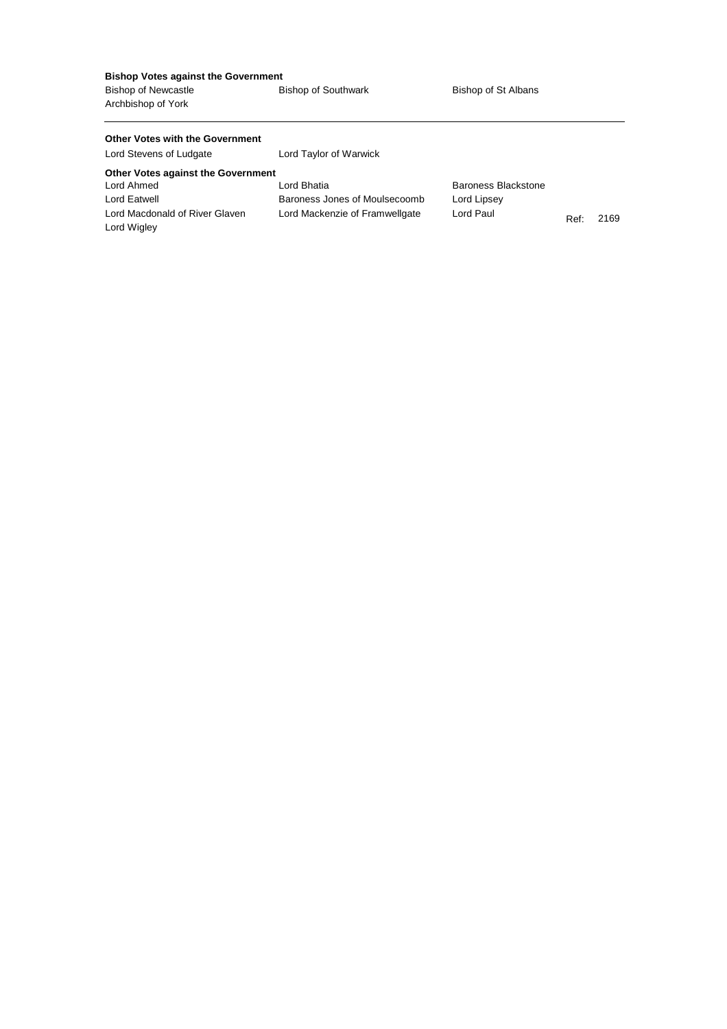**Bishop Votes against the Government**

Bishop of Newcastle
Bishop of Southwark
Bishop of St Albans
Archbishop of York

---

**Other Votes with the Government**

Lord Stevens of Ludgate
Lord Taylor of Warwick

**Other Votes against the Government**

Lord Ahmed
Lord Bhatia
Baroness Blackstone
Lord Eatwell
Baroness Jones of Moulsecoomb
Lord Lipsey
Lord Macdonald of River Glaven
Lord Mackenzie of Framwellgate
Lord Paul
Lord Wigley

Ref: 2169